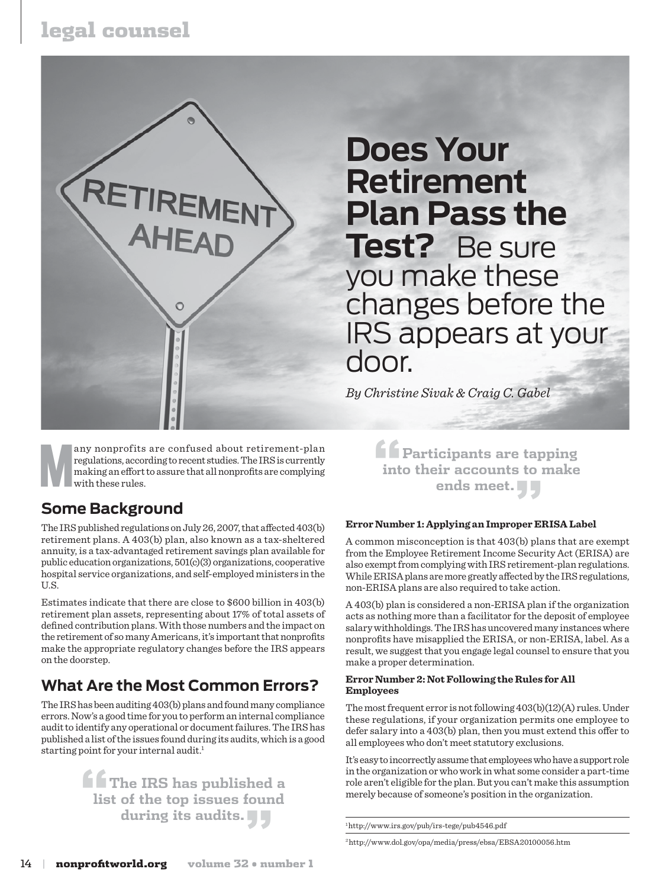# Does Your Retirement Plan Pass the Test?

Be sure you make these changes before the IRS appears at your door.

*By Christine Sivak & Craig C. Gabel*

Many nonprofits are confused about retirement-plan regulations, according to recent studies. The IRS is currently making an effort to assure that all nonprofits are complying with these rules.

## Some Background

The IRS published regulations on July 26, 2007, that affected 403(b) retirement plans. A 403(b) plan, also known as a tax-sheltered annuity, is a tax-advantaged retirement savings plan available for public education organizations, 501(c)(3) organizations, cooperative hospital service organizations, and self-employed ministers in the U.S.

Estimates indicate that there are close to $600 billion in 403(b) retirement plan assets, representing about 17% of total assets of defined contribution plans. With those numbers and the impact on the retirement of so many Americans, it's important that nonprofits make the appropriate regulatory changes before the IRS appears on the doorstep.

## What Are the Most Common Errors?

The IRS has been auditing 403(b) plans and found many compliance errors. Now's a good time for you to perform an internal compliance audit to identify any operational or document failures. The IRS has published a list of the issues found during its audits, which is a good starting point for your internal audit.[1]

> "The IRS has published a list of the top issues found during its audits."

> "Participants are tapping into their accounts to make ends meet."

**Error Number 1: Applying an Improper ERISA Label**

A common misconception is that 403(b) plans that are exempt from the Employee Retirement Income Security Act (ERISA) are also exempt from complying with IRS retirement-plan regulations. While ERISA plans are more greatly affected by the IRS regulations, non-ERISA plans are also required to take action.

A 403(b) plan is considered a non-ERISA plan if the organization acts as nothing more than a facilitator for the deposit of employee salary withholdings. The IRS has uncovered many instances where nonprofits have misapplied the ERISA, or non-ERISA, label. As a result, we suggest that you engage legal counsel to ensure that you make a proper determination.

**Error Number 2: Not Following the Rules for All Employees**

The most frequent error is not following 403(b)(12)(A) rules. Under these regulations, if your organization permits one employee to defer salary into a 403(b) plan, then you must extend this offer to all employees who don't meet statutory exclusions.

It's easy to incorrectly assume that employees who have a support role in the organization or who work in what some consider a part-time role aren't eligible for the plan. But you can't make this assumption merely because of someone's position in the organization.

---

[1] http://www.irs.gov/pub/irs-tege/pub4546.pdf

[2] http://www.dol.gov/opa/media/press/ebsa/EBSA20100056.htm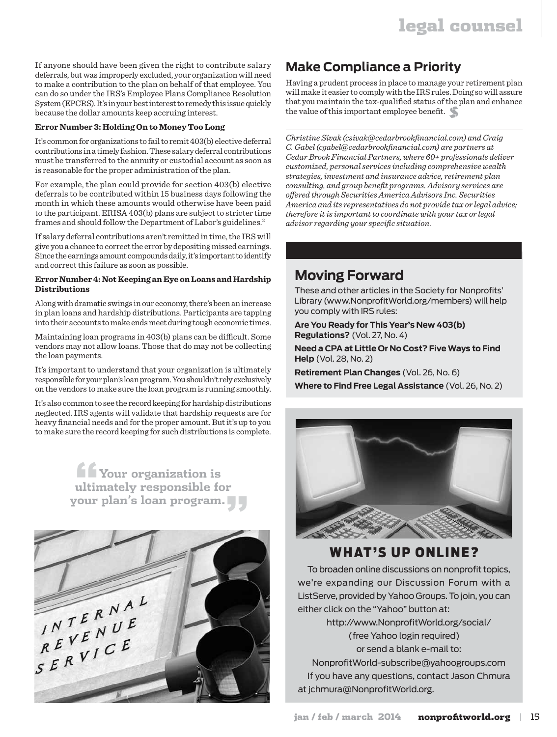If anyone should have been given the right to contribute salary deferrals, but was improperly excluded, your organization will need to make a contribution to the plan on behalf of that employee. You can do so under the IRS's Employee Plans Compliance Resolution System (EPCRS). It's in your best interest to remedy this issue quickly because the dollar amounts keep accruing interest.

**Error Number 3: Holding On to Money Too Long**

It's common for organizations to fail to remit 403(b) elective deferral contributions in a timely fashion. These salary deferral contributions must be transferred to the annuity or custodial account as soon as is reasonable for the proper administration of the plan.

For example, the plan could provide for section 403(b) elective deferrals to be contributed within 15 business days following the month in which these amounts would otherwise have been paid to the participant. ERISA 403(b) plans are subject to stricter time frames and should follow the Department of Labor's guidelines.[2]

If salary deferral contributions aren't remitted in time, the IRS will give you a chance to correct the error by depositing missed earnings. Since the earnings amount compounds daily, it's important to identify and correct this failure as soon as possible.

**Error Number 4: Not Keeping an Eye on Loans and Hardship Distributions**

Along with dramatic swings in our economy, there's been an increase in plan loans and hardship distributions. Participants are tapping into their accounts to make ends meet during tough economic times.

Maintaining loan programs in 403(b) plans can be difficult. Some vendors may not allow loans. Those that do may not be collecting the loan payments.

It's important to understand that your organization is ultimately responsible for your plan's loan program. You shouldn't rely exclusively on the vendors to make sure the loan program is running smoothly.

It's also common to see the record keeping for hardship distributions neglected. IRS agents will validate that hardship requests are for heavy financial needs and for the proper amount. But it's up to you to make sure the record keeping for such distributions is complete.

> **"Your organization is ultimately responsible for your plan's loan program."**

## Make Compliance a Priority

Having a prudent process in place to manage your retirement plan will make it easier to comply with the IRS rules. Doing so will assure that you maintain the tax-qualified status of the plan and enhance the value of this important employee benefit.

*Christine Sivak (csivak@cedarbrookfinancial.com) and Craig C. Gabel (cgabel@cedarbrookfinancial.com) are partners at Cedar Brook Financial Partners, where 60+ professionals deliver customized, personal services including comprehensive wealth strategies, investment and insurance advice, retirement plan consulting, and group benefit programs. Advisory services are offered through Securities America Advisors Inc. Securities America and its representatives do not provide tax or legal advice; therefore it is important to coordinate with your tax or legal advisor regarding your specific situation.*

## Moving Forward

These and other articles in the Society for Nonprofits' Library (www.NonprofitWorld.org/members) will help you comply with IRS rules:

**Are You Ready for This Year's New 403(b) Regulations?** (Vol. 27, No. 4)

**Need a CPA at Little Or No Cost? Five Ways to Find Help** (Vol. 28, No. 2)

**Retirement Plan Changes** (Vol. 26, No. 6)

**Where to Find Free Legal Assistance** (Vol. 26, No. 2)

## WHAT'S UP ONLINE?

To broaden online discussions on nonprofit topics, we're expanding our Discussion Forum with a ListServe, provided by Yahoo Groups. To join, you can either click on the "Yahoo" button at:

http://www.NonprofitWorld.org/social/
(free Yahoo login required)
or send a blank e-mail to:
NonprofitWorld-subscribe@yahoogroups.com

If you have any questions, contact Jason Chmura at jchmura@NonprofitWorld.org.